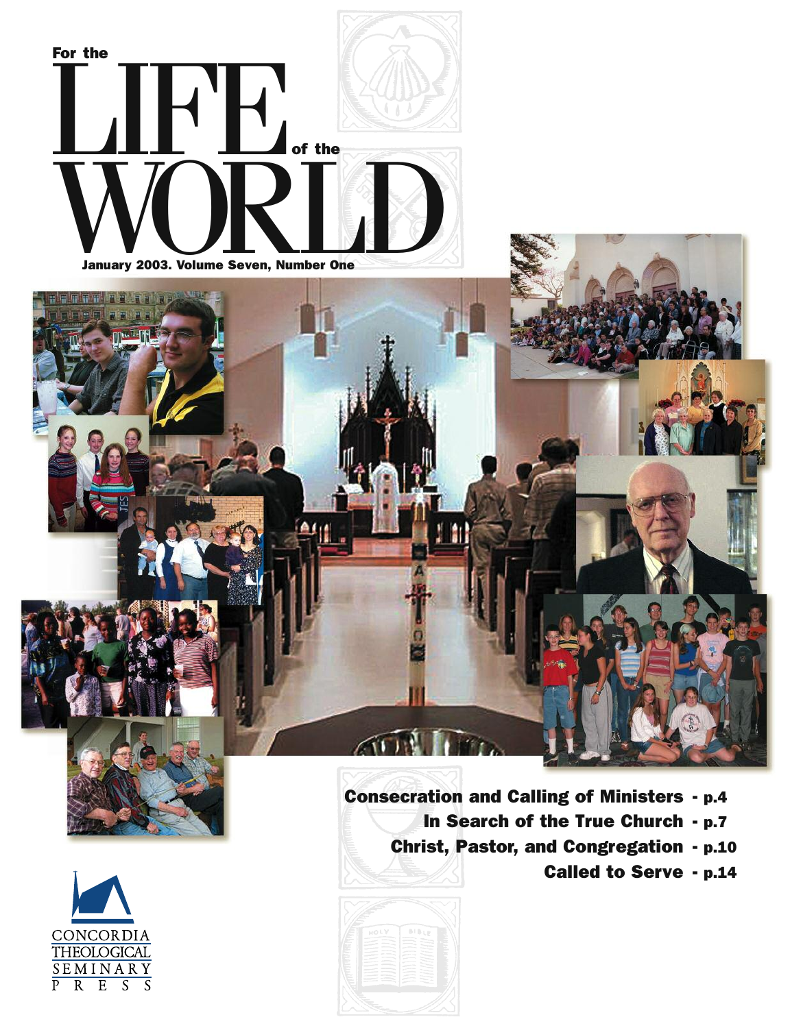# For the LIFE of the WORLD

January 2003. Volume Seven, Number One

- Consecration and Calling of Ministers - p.4
- In Search of the True Church - p.7
- Christ, Pastor, and Congregation - p.10
- Called to Serve - p.14

CONCORDIA THEOLOGICAL SEMINARY PRESS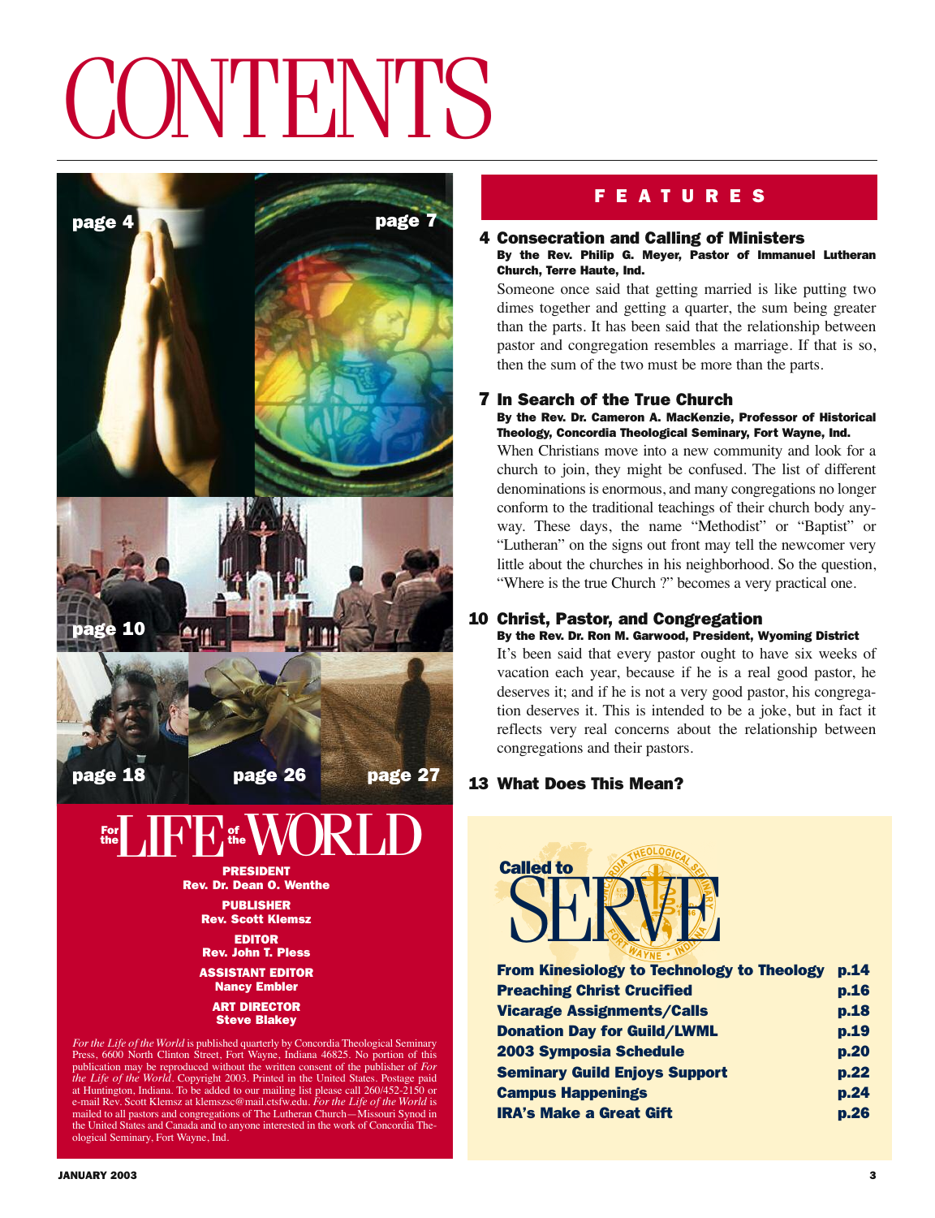# CONTENTS

page 4 page 7 page 10 page 18 page 26 page 27

## For the LIFE of the WORLD

**PRESIDENT**
**Rev. Dr. Dean O. Wenthe**

**PUBLISHER**
**Rev. Scott Klemsz**

**EDITOR**
**Rev. John T. Pless**

**ASSISTANT EDITOR**
**Nancy Embler**

**ART DIRECTOR**
**Steve Blakey**

*For the Life of the World* is published quarterly by Concordia Theological Seminary Press, 6600 North Clinton Street, Fort Wayne, Indiana 46825. No portion of this publication may be reproduced without the written consent of the publisher of *For the Life of the World*. Copyright 2003. Printed in the United States. Postage paid at Huntington, Indiana. To be added to our mailing list please call 260/452-2150 or e-mail Rev. Scott Klemsz at klemszsc@mail.ctsfw.edu. *For the Life of the World* is mailed to all pastors and congregations of The Lutheran Church—Missouri Synod in the United States and Canada and to anyone interested in the work of Concordia Theological Seminary, Fort Wayne, Ind.

## FEATURES

### 4 Consecration and Calling of Ministers

**By the Rev. Philip G. Meyer, Pastor of Immanuel Lutheran Church, Terre Haute, Ind.**

Someone once said that getting married is like putting two dimes together and getting a quarter, the sum being greater than the parts. It has been said that the relationship between pastor and congregation resembles a marriage. If that is so, then the sum of the two must be more than the parts.

### 7 In Search of the True Church

**By the Rev. Dr. Cameron A. MacKenzie, Professor of Historical Theology, Concordia Theological Seminary, Fort Wayne, Ind.**

When Christians move into a new community and look for a church to join, they might be confused. The list of different denominations is enormous, and many congregations no longer conform to the traditional teachings of their church body anyway. These days, the name "Methodist" or "Baptist" or "Lutheran" on the signs out front may tell the newcomer very little about the churches in his neighborhood. So the question, "Where is the true Church ?" becomes a very practical one.

### 10 Christ, Pastor, and Congregation

**By the Rev. Dr. Ron M. Garwood, President, Wyoming District**

It's been said that every pastor ought to have six weeks of vacation each year, because if he is a real good pastor, he deserves it; and if he is not a very good pastor, his congregation deserves it. This is intended to be a joke, but in fact it reflects very real concerns about the relationship between congregations and their pastors.

### 13 What Does This Mean?

## Called to SERVE

| | |
|---|---|
| **From Kinesiology to Technology to Theology** | **p.14** |
| **Preaching Christ Crucified** | **p.16** |
| **Vicarage Assignments/Calls** | **p.18** |
| **Donation Day for Guild/LWML** | **p.19** |
| **2003 Symposia Schedule** | **p.20** |
| **Seminary Guild Enjoys Support** | **p.22** |
| **Campus Happenings** | **p.24** |
| **IRA's Make a Great Gift** | **p.26** |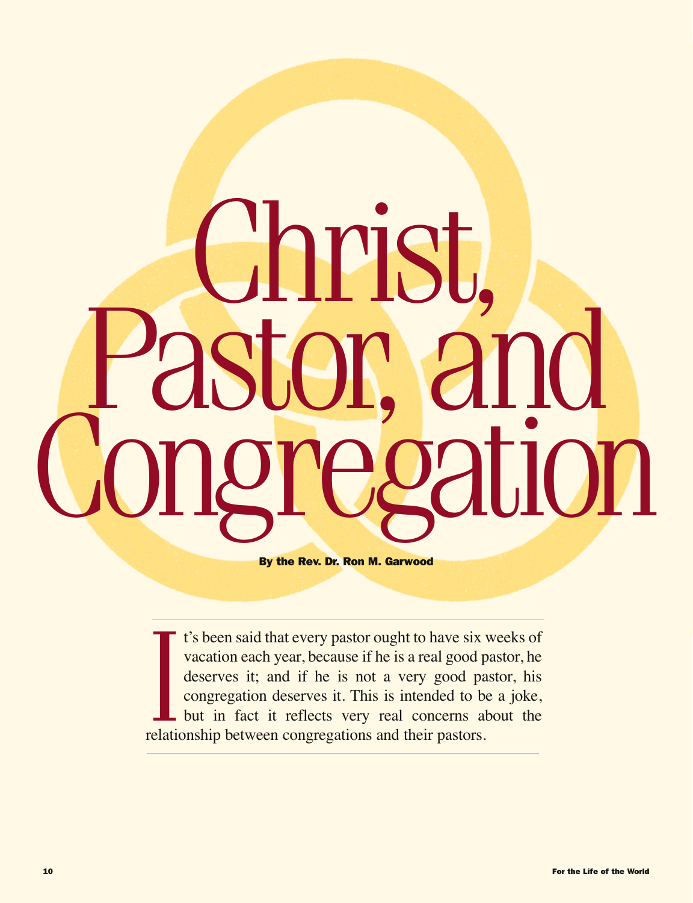# Christ, Pastor, and Congregation

**By the Rev. Dr. Ron M. Garwood**

It's been said that every pastor ought to have six weeks of vacation each year, because if he is a real good pastor, he deserves it; and if he is not a very good pastor, his congregation deserves it. This is intended to be a joke, but in fact it reflects very real concerns about the relationship between congregations and their pastors.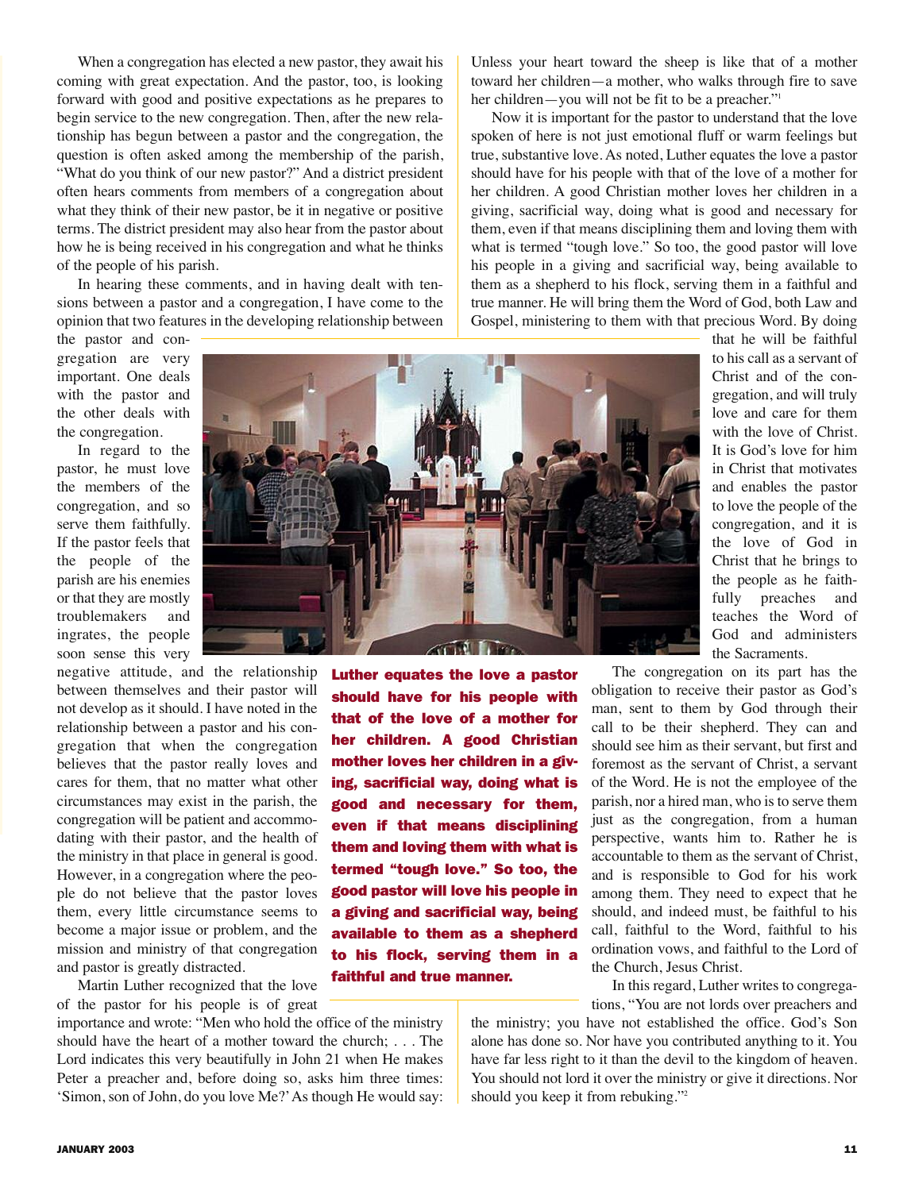When a congregation has elected a new pastor, they await his coming with great expectation. And the pastor, too, is looking forward with good and positive expectations as he prepares to begin service to the new congregation. Then, after the new relationship has begun between a pastor and the congregation, the question is often asked among the membership of the parish, "What do you think of our new pastor?" And a district president often hears comments from members of a congregation about what they think of their new pastor, be it in negative or positive terms. The district president may also hear from the pastor about how he is being received in his congregation and what he thinks of the people of his parish.

In hearing these comments, and in having dealt with tensions between a pastor and a congregation, I have come to the opinion that two features in the developing relationship between the pastor and congregation are very important. One deals with the pastor and the other deals with the congregation.

In regard to the pastor, he must love the members of the congregation, and so serve them faithfully. If the pastor feels that the people of the parish are his enemies or that they are mostly troublemakers and ingrates, the people soon sense this very negative attitude, and the relationship between themselves and their pastor will not develop as it should. I have noted in the relationship between a pastor and his congregation that when the congregation believes that the pastor really loves and cares for them, that no matter what other circumstances may exist in the parish, the congregation will be patient and accommodating with their pastor, and the health of the ministry in that place in general is good. However, in a congregation where the people do not believe that the pastor loves them, every little circumstance seems to become a major issue or problem, and the mission and ministry of that congregation and pastor is greatly distracted.

Martin Luther recognized that the love of the pastor for his people is of great importance and wrote: "Men who hold the office of the ministry should have the heart of a mother toward the church; . . . The Lord indicates this very beautifully in John 21 when He makes Peter a preacher and, before doing so, asks him three times: 'Simon, son of John, do you love Me?' As though He would say: Unless your heart toward the sheep is like that of a mother toward her children—a mother, who walks through fire to save her children—you will not be fit to be a preacher."[1]

Now it is important for the pastor to understand that the love spoken of here is not just emotional fluff or warm feelings but true, substantive love. As noted, Luther equates the love a pastor should have for his people with that of the love of a mother for her children. A good Christian mother loves her children in a giving, sacrificial way, doing what is good and necessary for them, even if that means disciplining them and loving them with what is termed "tough love." So too, the good pastor will love his people in a giving and sacrificial way, being available to them as a shepherd to his flock, serving them in a faithful and true manner. He will bring them the Word of God, both Law and Gospel, ministering to them with that precious Word. By doing that he will be faithful to his call as a servant of Christ and of the congregation, and will truly love and care for them with the love of Christ. It is God's love for him in Christ that motivates and enables the pastor to love the people of the congregation, and it is the love of God in Christ that he brings to the people as he faithfully preaches and teaches the Word of God and administers the Sacraments.

**Luther equates the love a pastor should have for his people with that of the love of a mother for her children. A good Christian mother loves her children in a giving, sacrificial way, doing what is good and necessary for them, even if that means disciplining them and loving them with what is termed "tough love." So too, the good pastor will love his people in a giving and sacrificial way, being available to them as a shepherd to his flock, serving them in a faithful and true manner.**

The congregation on its part has the obligation to receive their pastor as God's man, sent to them by God through their call to be their shepherd. They can and should see him as their servant, but first and foremost as the servant of Christ, a servant of the Word. He is not the employee of the parish, nor a hired man, who is to serve them just as the congregation, from a human perspective, wants him to. Rather he is accountable to them as the servant of Christ, and is responsible to God for his work among them. They need to expect that he should, and indeed must, be faithful to his call, faithful to the Word, faithful to his ordination vows, and faithful to the Lord of the Church, Jesus Christ.

In this regard, Luther writes to congregations, "You are not lords over preachers and the ministry; you have not established the office. God's Son alone has done so. Nor have you contributed anything to it. You have far less right to it than the devil to the kingdom of heaven. You should not lord it over the ministry or give it directions. Nor should you keep it from rebuking."[2]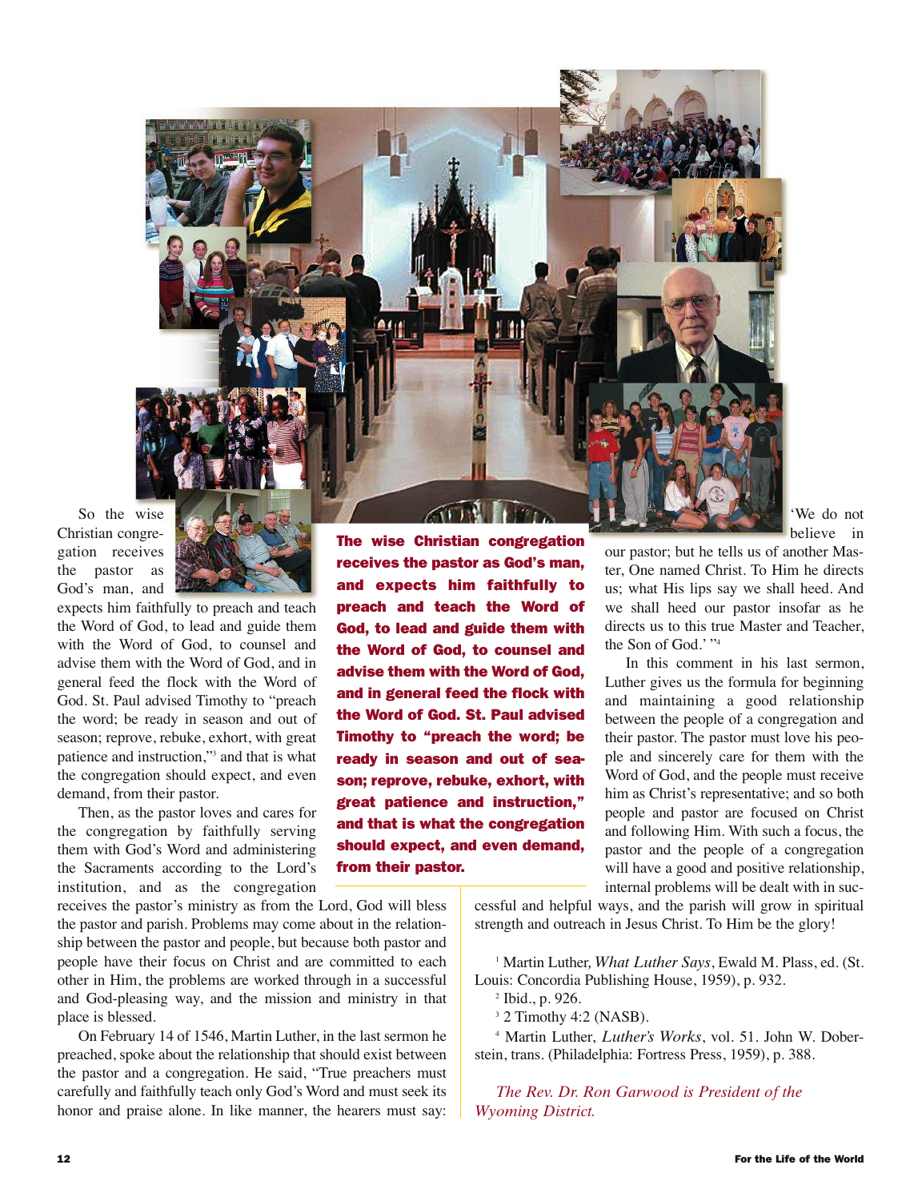So the wise Christian congregation receives the pastor as God's man, and expects him faithfully to preach and teach the Word of God, to lead and guide them with the Word of God, to counsel and advise them with the Word of God, and in general feed the flock with the Word of God. St. Paul advised Timothy to "preach the word; be ready in season and out of season; reprove, rebuke, exhort, with great patience and instruction,"[3] and that is what the congregation should expect, and even demand, from their pastor.

Then, as the pastor loves and cares for the congregation by faithfully serving them with God's Word and administering the Sacraments according to the Lord's institution, and as the congregation receives the pastor's ministry as from the Lord, God will bless the pastor and parish. Problems may come about in the relationship between the pastor and people, but because both pastor and people have their focus on Christ and are committed to each other in Him, the problems are worked through in a successful and God-pleasing way, and the mission and ministry in that place is blessed.

**The wise Christian congregation receives the pastor as God's man, and expects him faithfully to preach and teach the Word of God, to lead and guide them with the Word of God, to counsel and advise them with the Word of God, and in general feed the flock with the Word of God. St. Paul advised Timothy to "preach the word; be ready in season and out of season; reprove, rebuke, exhort, with great patience and instruction," and that is what the congregation should expect, and even demand, from their pastor.**

On February 14 of 1546, Martin Luther, in the last sermon he preached, spoke about the relationship that should exist between the pastor and a congregation. He said, "True preachers must carefully and faithfully teach only God's Word and must seek its honor and praise alone. In like manner, the hearers must say: 'We do not believe in our pastor; but he tells us of another Master, One named Christ. To Him he directs us; what His lips say we shall heed. And we shall heed our pastor insofar as he directs us to this true Master and Teacher, the Son of God.' "[4]

In this comment in his last sermon, Luther gives us the formula for beginning and maintaining a good relationship between the people of a congregation and their pastor. The pastor must love his people and sincerely care for them with the Word of God, and the people must receive him as Christ's representative; and so both people and pastor are focused on Christ and following Him. With such a focus, the pastor and the people of a congregation will have a good and positive relationship, internal problems will be dealt with in successful and helpful ways, and the parish will grow in spiritual strength and outreach in Jesus Christ. To Him be the glory!

[1] Martin Luther, *What Luther Says*, Ewald M. Plass, ed. (St. Louis: Concordia Publishing House, 1959), p. 932.

[2] Ibid., p. 926.

[3] 2 Timothy 4:2 (NASB).

[4] Martin Luther, *Luther's Works*, vol. 51. John W. Doberstein, trans. (Philadelphia: Fortress Press, 1959), p. 388.

*The Rev. Dr. Ron Garwood is President of the Wyoming District.*